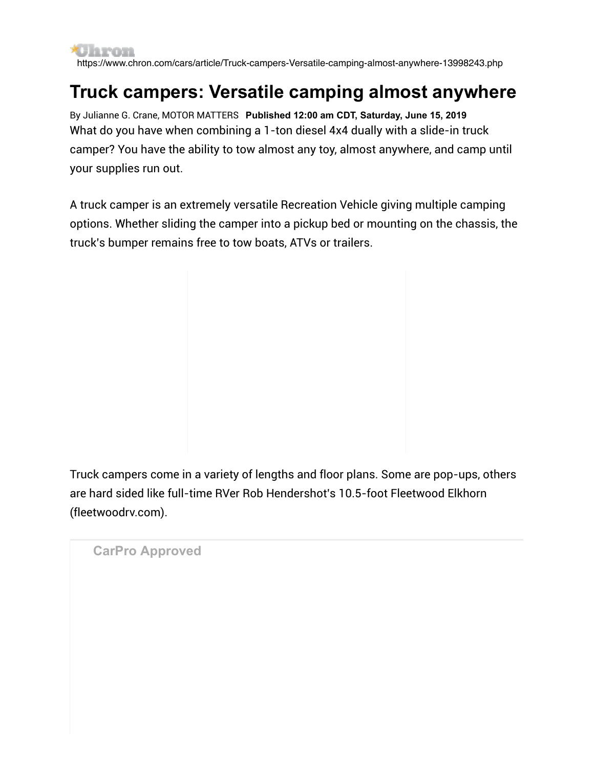https://www.chron.com/cars/article/Truck-campers-Versatile-camping-almost-anywhere-13998243.php

# Truck campers: Versatile camping almost anywhere

By Julianne G. Crane, MOTOR MATTERS **Published 12:00 am CDT, Saturday, June 15, 2019**

What do you have when combining a 1-ton diesel 4x4 dually with a slide-in truck camper? You have the ability to tow almost any toy, almost anywhere, and camp until your supplies run out.

A truck camper is an extremely versatile Recreation Vehicle giving multiple camping options. Whether sliding the camper into a pickup bed or mounting on the chassis, the truck's bumper remains free to tow boats, ATVs or trailers.

Truck campers come in a variety of lengths and floor plans. Some are pop-ups, others are hard sided like full-time RVer Rob Hendershot's 10.5-foot Fleetwood Elkhorn (fleetwoodrv.com).

CarPro Approved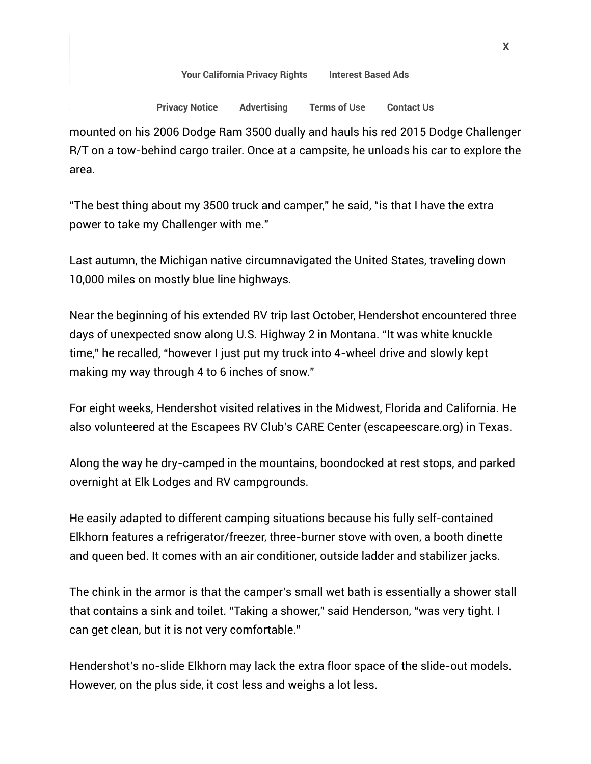mounted on his 2006 Dodge Ram 3500 dually and hauls his red 2015 Dodge Challenger R/T on a tow-behind cargo trailer. Once at a campsite, he unloads his car to explore the area.

"The best thing about my 3500 truck and camper," he said, "is that I have the extra power to take my Challenger with me."

Last autumn, the Michigan native circumnavigated the United States, traveling down 10,000 miles on mostly blue line highways.

Near the beginning of his extended RV trip last October, Hendershot encountered three days of unexpected snow along U.S. Highway 2 in Montana. "It was white knuckle time," he recalled, "however I just put my truck into 4-wheel drive and slowly kept making my way through 4 to 6 inches of snow."

For eight weeks, Hendershot visited relatives in the Midwest, Florida and California. He also volunteered at the Escapees RV Club's CARE Center (escapeescare.org) in Texas.

Along the way he dry-camped in the mountains, boondocked at rest stops, and parked overnight at Elk Lodges and RV campgrounds.

He easily adapted to different camping situations because his fully self-contained Elkhorn features a refrigerator/freezer, three-burner stove with oven, a booth dinette and queen bed. It comes with an air conditioner, outside ladder and stabilizer jacks.

The chink in the armor is that the camper's small wet bath is essentially a shower stall that contains a sink and toilet. "Taking a shower," said Henderson, "was very tight. I can get clean, but it is not very comfortable."

Hendershot's no-slide Elkhorn may lack the extra floor space of the slide-out models. However, on the plus side, it cost less and weighs a lot less.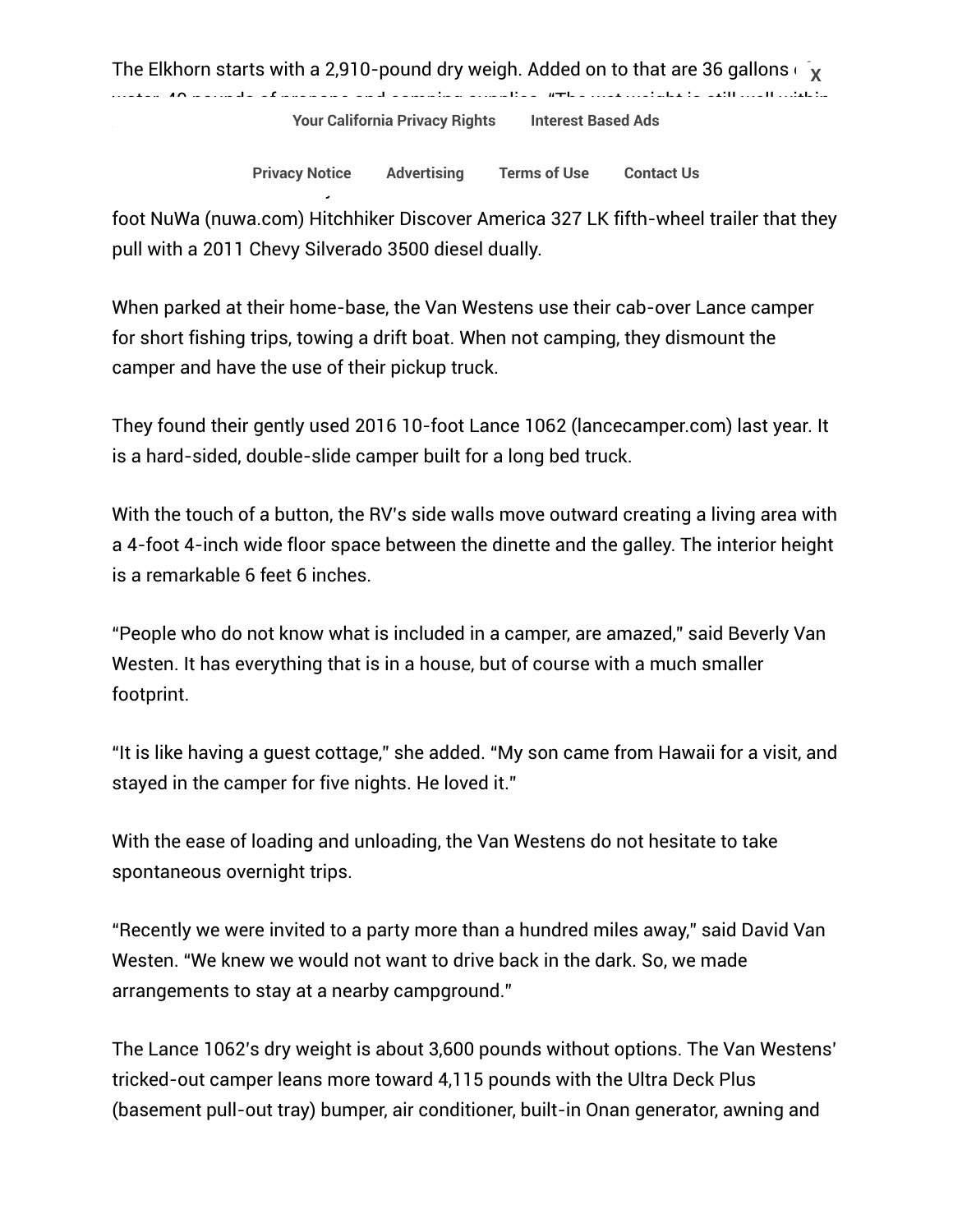The Elkhorn starts with a 2,910-pound dry weigh. Added on to that are 36 gallons of

foot NuWa (nuwa.com) Hitchhiker Discover America 327 LK fifth-wheel trailer that they pull with a 2011 Chevy Silverado 3500 diesel dually.

When parked at their home-base, the Van Westens use their cab-over Lance camper for short fishing trips, towing a drift boat. When not camping, they dismount the camper and have the use of their pickup truck.

They found their gently used 2016 10-foot Lance 1062 (lancecamper.com) last year. It is a hard-sided, double-slide camper built for a long bed truck.

With the touch of a button, the RV's side walls move outward creating a living area with a 4-foot 4-inch wide floor space between the dinette and the galley. The interior height is a remarkable 6 feet 6 inches.

"People who do not know what is included in a camper, are amazed," said Beverly Van Westen. It has everything that is in a house, but of course with a much smaller footprint.

"It is like having a guest cottage," she added. "My son came from Hawaii for a visit, and stayed in the camper for five nights. He loved it."

With the ease of loading and unloading, the Van Westens do not hesitate to take spontaneous overnight trips.

"Recently we were invited to a party more than a hundred miles away," said David Van Westen. "We knew we would not want to drive back in the dark. So, we made arrangements to stay at a nearby campground."

The Lance 1062's dry weight is about 3,600 pounds without options. The Van Westens' tricked-out camper leans more toward 4,115 pounds with the Ultra Deck Plus (basement pull-out tray) bumper, air conditioner, built-in Onan generator, awning and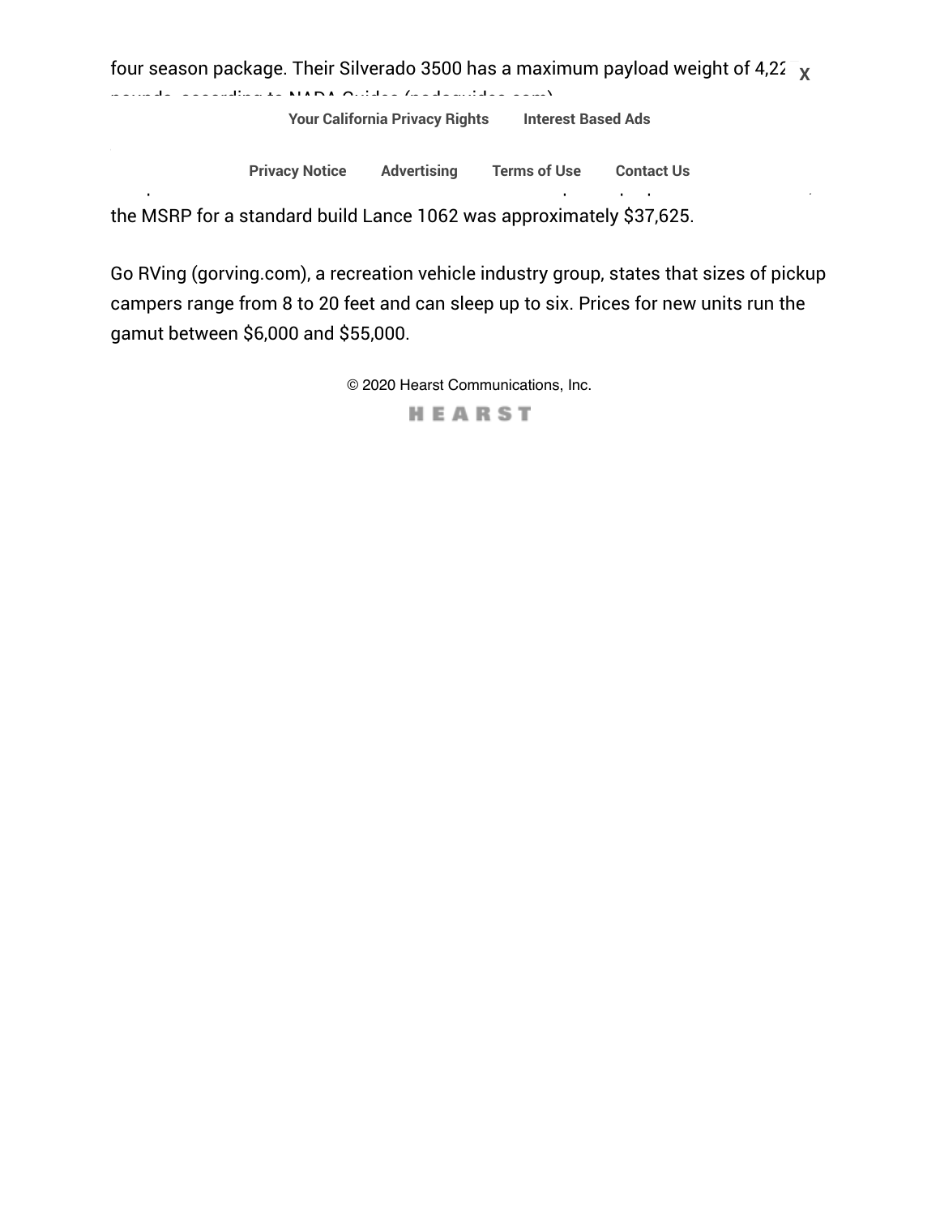four season package. Their Silverado 3500 has a maximum payload weight of 4,22

the MSRP for a standard build Lance 1062 was approximately $37,625.

Go RVing (gorving.com), a recreation vehicle industry group, states that sizes of pickup campers range from 8 to 20 feet and can sleep up to six. Prices for new units run the gamut between $6,000 and $55,000.

© 2020 Hearst Communications, Inc.

HEARST